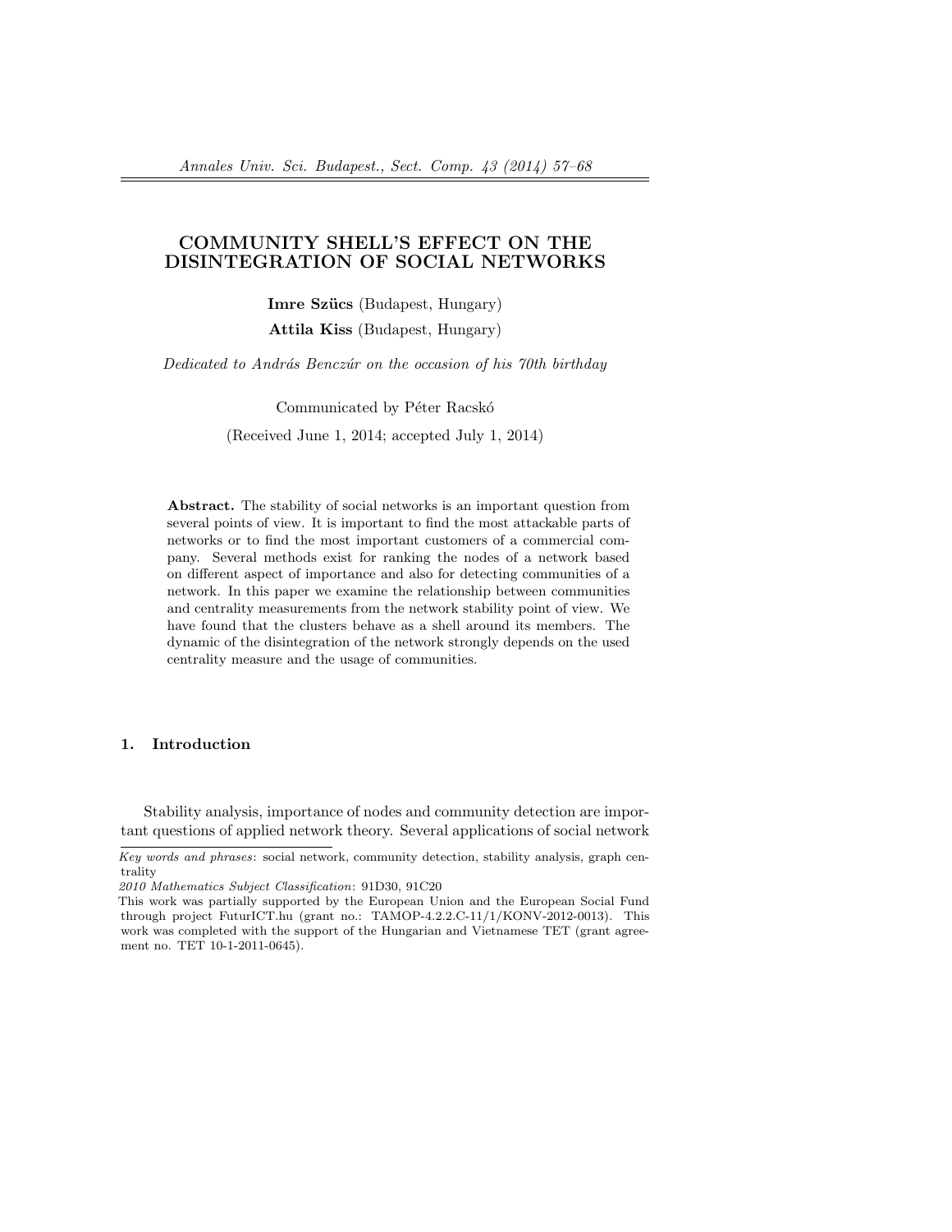# COMMUNITY SHELL'S EFFECT ON THE DISINTEGRATION OF SOCIAL NETWORKS

**Imre Szücs** (Budapest, Hungary)

**Attila Kiss** (Budapest, Hungary)

*Dedicated to András Benczúr on the occasion of his 70th birthday*

Communicated by Péter Racskó

(Received June 1, 2014; accepted July 1, 2014)

**Abstract.** The stability of social networks is an important question from several points of view. It is important to find the most attackable parts of networks or to find the most important customers of a commercial company. Several methods exist for ranking the nodes of a network based on different aspect of importance and also for detecting communities of a network. In this paper we examine the relationship between communities and centrality measurements from the network stability point of view. We have found that the clusters behave as a shell around its members. The dynamic of the disintegration of the network strongly depends on the used centrality measure and the usage of communities.

## 1. Introduction

Stability analysis, importance of nodes and community detection are important questions of applied network theory. Several applications of social network

*Key words and phrases*: social network, community detection, stability analysis, graph centrality

*2010 Mathematics Subject Classification*: 91D30, 91C20

This work was partially supported by the European Union and the European Social Fund through project FuturICT.hu (grant no.: TAMOP-4.2.2.C-11/1/KONV-2012-0013). This work was completed with the support of the Hungarian and Vietnamese TET (grant agreement no. TET 10-1-2011-0645).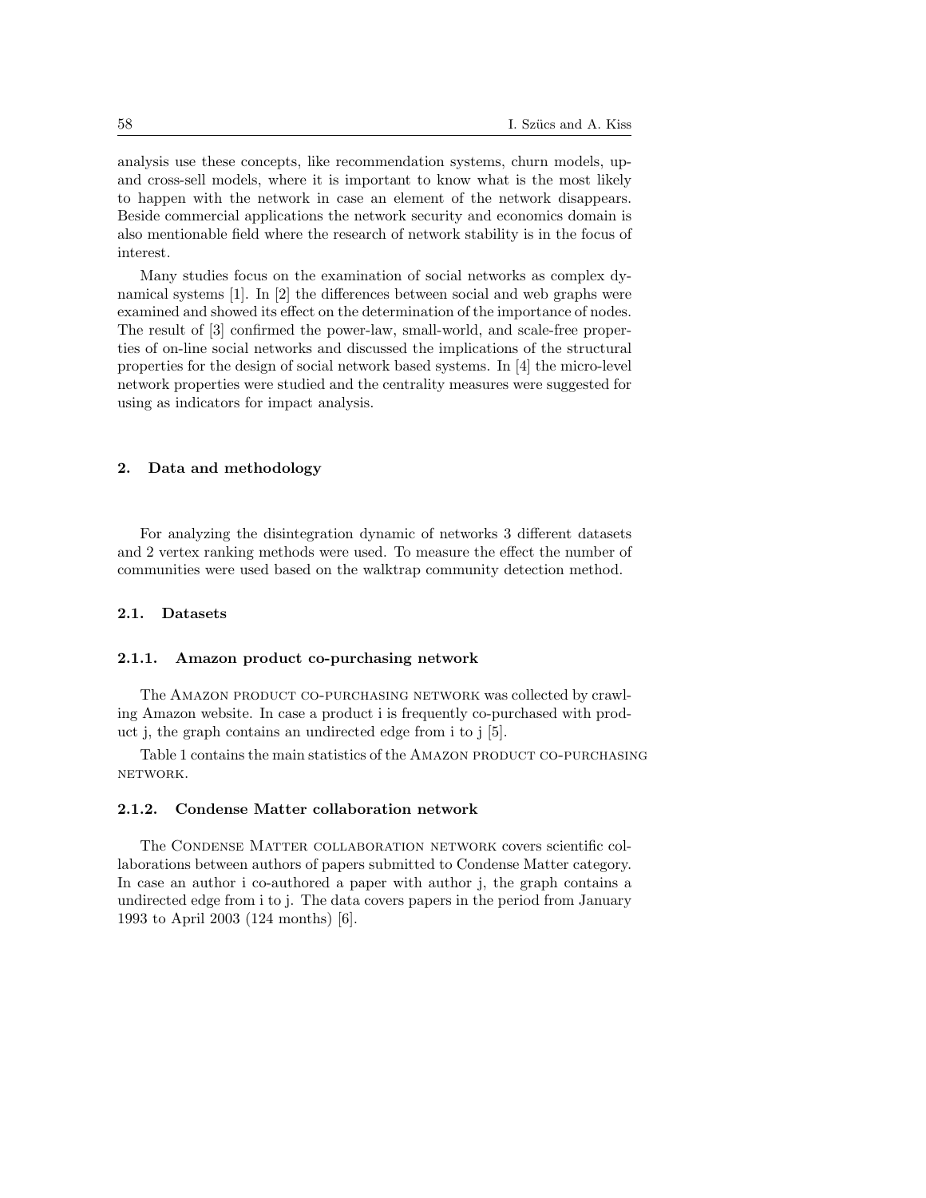analysis use these concepts, like recommendation systems, churn models, up- and cross-sell models, where it is important to know what is the most likely to happen with the network in case an element of the network disappears. Beside commercial applications the network security and economics domain is also mentionable field where the research of network stability is in the focus of interest.

Many studies focus on the examination of social networks as complex dynamical systems [1]. In [2] the differences between social and web graphs were examined and showed its effect on the determination of the importance of nodes. The result of [3] confirmed the power-law, small-world, and scale-free properties of on-line social networks and discussed the implications of the structural properties for the design of social network based systems. In [4] the micro-level network properties were studied and the centrality measures were suggested for using as indicators for impact analysis.

## 2. Data and methodology

For analyzing the disintegration dynamic of networks 3 different datasets and 2 vertex ranking methods were used. To measure the effect the number of communities were used based on the walktrap community detection method.

### 2.1. Datasets

#### 2.1.1. Amazon product co-purchasing network

The Amazon product co-purchasing network was collected by crawling Amazon website. In case a product i is frequently co-purchased with product j, the graph contains an undirected edge from i to j [5].

Table 1 contains the main statistics of the Amazon product co-purchasing network.

#### 2.1.2. Condense Matter collaboration network

The Condense Matter collaboration network covers scientific collaborations between authors of papers submitted to Condense Matter category. In case an author i co-authored a paper with author j, the graph contains a undirected edge from i to j. The data covers papers in the period from January 1993 to April 2003 (124 months) [6].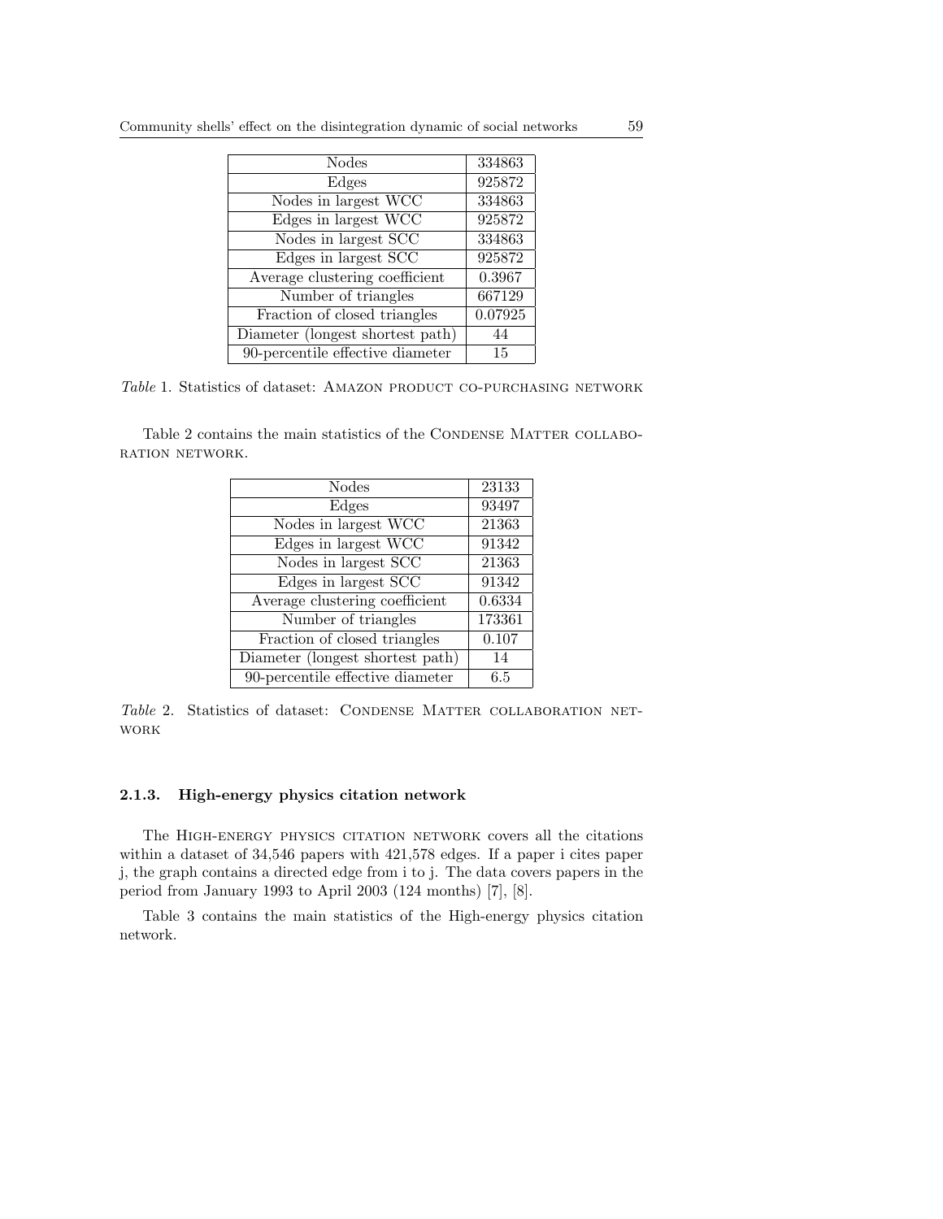| | |
|---|---|
| Nodes | 334863 |
| Edges | 925872 |
| Nodes in largest WCC | 334863 |
| Edges in largest WCC | 925872 |
| Nodes in largest SCC | 334863 |
| Edges in largest SCC | 925872 |
| Average clustering coefficient | 0.3967 |
| Number of triangles | 667129 |
| Fraction of closed triangles | 0.07925 |
| Diameter (longest shortest path) | 44 |
| 90-percentile effective diameter | 15 |

*Table* 1. Statistics of dataset: AMAZON PRODUCT CO-PURCHASING NETWORK

Table 2 contains the main statistics of the CONDENSE MATTER COLLABORATION NETWORK.

| | |
|---|---|
| Nodes | 23133 |
| Edges | 93497 |
| Nodes in largest WCC | 21363 |
| Edges in largest WCC | 91342 |
| Nodes in largest SCC | 21363 |
| Edges in largest SCC | 91342 |
| Average clustering coefficient | 0.6334 |
| Number of triangles | 173361 |
| Fraction of closed triangles | 0.107 |
| Diameter (longest shortest path) | 14 |
| 90-percentile effective diameter | 6.5 |

*Table* 2. Statistics of dataset: CONDENSE MATTER COLLABORATION NETWORK

### 2.1.3. High-energy physics citation network

The HIGH-ENERGY PHYSICS CITATION NETWORK covers all the citations within a dataset of 34,546 papers with 421,578 edges. If a paper i cites paper j, the graph contains a directed edge from i to j. The data covers papers in the period from January 1993 to April 2003 (124 months) [7], [8].

Table 3 contains the main statistics of the High-energy physics citation network.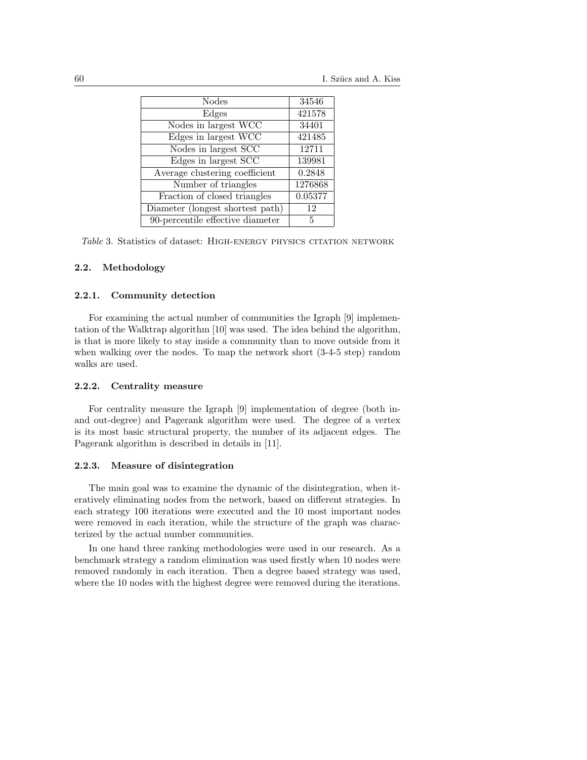| | |
|---|---|
| Nodes | 34546 |
| Edges | 421578 |
| Nodes in largest WCC | 34401 |
| Edges in largest WCC | 421485 |
| Nodes in largest SCC | 12711 |
| Edges in largest SCC | 139981 |
| Average clustering coefficient | 0.2848 |
| Number of triangles | 1276868 |
| Fraction of closed triangles | 0.05377 |
| Diameter (longest shortest path) | 12 |
| 90-percentile effective diameter | 5 |

*Table* 3. Statistics of dataset: High-energy physics citation network

### 2.2. Methodology

#### 2.2.1. Community detection

For examining the actual number of communities the Igraph [9] implementation of the Walktrap algorithm [10] was used. The idea behind the algorithm, is that is more likely to stay inside a community than to move outside from it when walking over the nodes. To map the network short (3-4-5 step) random walks are used.

#### 2.2.2. Centrality measure

For centrality measure the Igraph [9] implementation of degree (both in- and out-degree) and Pagerank algorithm were used. The degree of a vertex is its most basic structural property, the number of its adjacent edges. The Pagerank algorithm is described in details in [11].

#### 2.2.3. Measure of disintegration

The main goal was to examine the dynamic of the disintegration, when iteratively eliminating nodes from the network, based on different strategies. In each strategy 100 iterations were executed and the 10 most important nodes were removed in each iteration, while the structure of the graph was characterized by the actual number communities.

In one hand three ranking methodologies were used in our research. As a benchmark strategy a random elimination was used firstly when 10 nodes were removed randomly in each iteration. Then a degree based strategy was used, where the 10 nodes with the highest degree were removed during the iterations.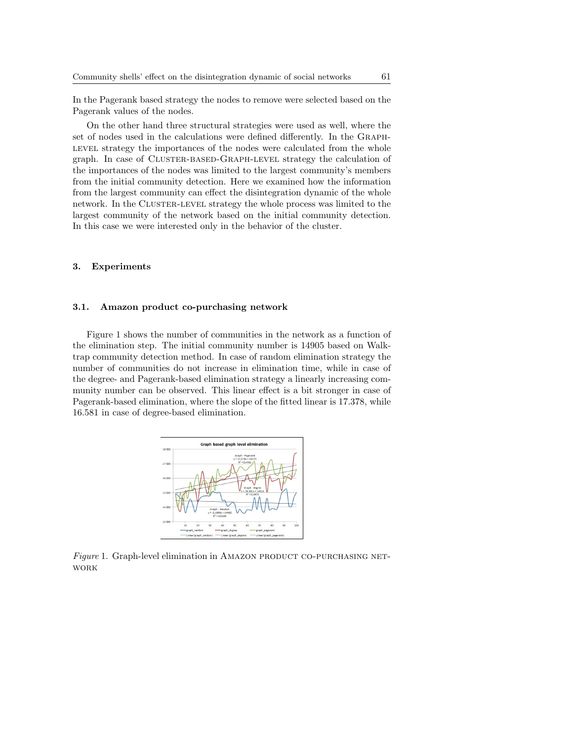In the Pagerank based strategy the nodes to remove were selected based on the Pagerank values of the nodes.

On the other hand three structural strategies were used as well, where the set of nodes used in the calculations were defined differently. In the GRAPH-LEVEL strategy the importances of the nodes were calculated from the whole graph. In case of CLUSTER-BASED-GRAPH-LEVEL strategy the calculation of the importances of the nodes was limited to the largest community's members from the initial community detection. Here we examined how the information from the largest community can effect the disintegration dynamic of the whole network. In the CLUSTER-LEVEL strategy the whole process was limited to the largest community of the network based on the initial community detection. In this case we were interested only in the behavior of the cluster.

## 3. Experiments

### 3.1. Amazon product co-purchasing network

Figure 1 shows the number of communities in the network as a function of the elimination step. The initial community number is 14905 based on Walktrap community detection method. In case of random elimination strategy the number of communities do not increase in elimination time, while in case of the degree- and Pagerank-based elimination strategy a linearly increasing community number can be observed. This linear effect is a bit stronger in case of Pagerank-based elimination, where the slope of the fitted linear is 17.378, while 16.581 in case of degree-based elimination.

Graph based graph level elimination

Graph - Pagerank
y = 17,378x + 15173
R² = 0,4462

Graph - Degree
y = 16,581x + 14924
R² = 0,3873

Graph - Random
y = -2,1899x + 14492
R² = 0,0166

18 000
17 000
16 000
15 000
14 000
13 000

10 20 30 40 50 60 70 80 90 100

graph_random
graph_degree
graph_pagerank
Linear (graph_random)
Linear (graph_degree)
Linear (graph_pagerank)

*Figure* 1. Graph-level elimination in AMAZON PRODUCT CO-PURCHASING NETWORK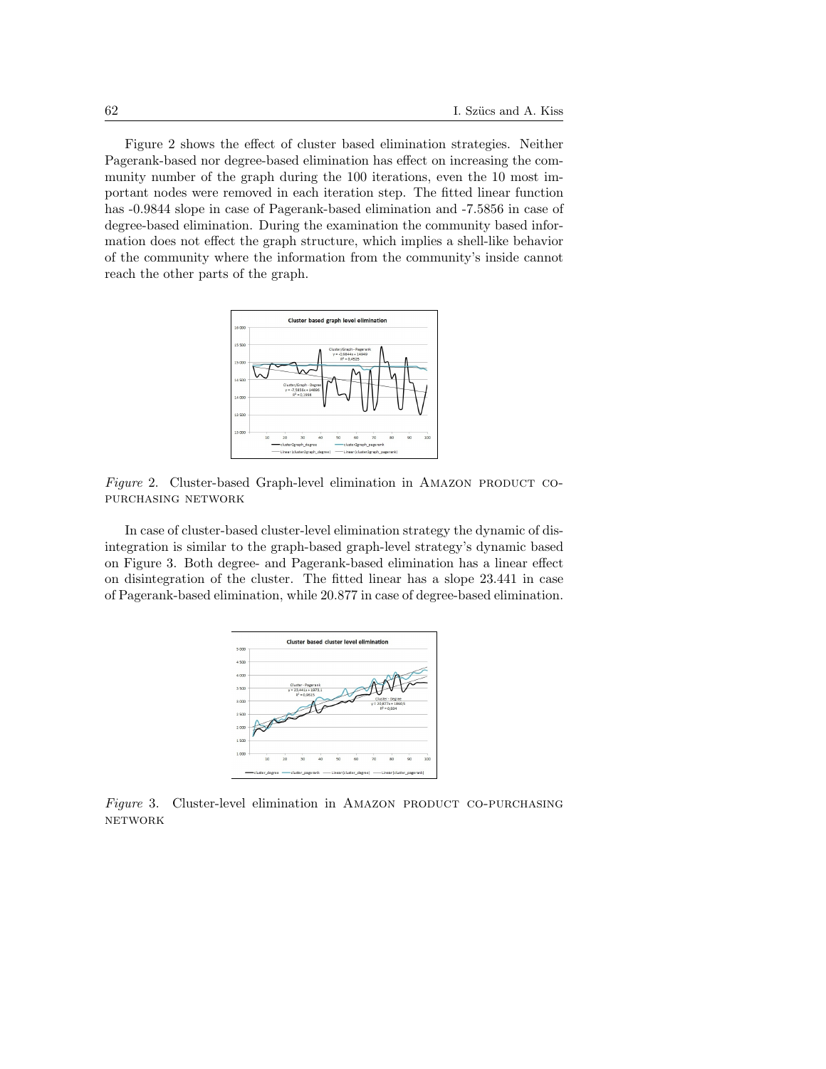Figure 2 shows the effect of cluster based elimination strategies. Neither Pagerank-based nor degree-based elimination has effect on increasing the community number of the graph during the 100 iterations, even the 10 most important nodes were removed in each iteration step. The fitted linear function has -0.9844 slope in case of Pagerank-based elimination and -7.5856 in case of degree-based elimination. During the examination the community based information does not effect the graph structure, which implies a shell-like behavior of the community where the information from the community's inside cannot reach the other parts of the graph.

Cluster based graph level elimination

Cluster/Graph - Pagerank
y = -0,9844x + 14949
R² = 0,4525

Cluster/Graph - Degree
y = -7,5856x + 14890
R² = 0,1998

cluster2graph_degree
cluster2graph_pagerank
Linear (cluster2graph_degree)
Linear (cluster2graph_pagerank)

*Figure* 2. Cluster-based Graph-level elimination in AMAZON PRODUCT CO-PURCHASING NETWORK

In case of cluster-based cluster-level elimination strategy the dynamic of disintegration is similar to the graph-based graph-level strategy's dynamic based on Figure 3. Both degree- and Pagerank-based elimination has a linear effect on disintegration of the cluster. The fitted linear has a slope 23.441 in case of Pagerank-based elimination, while 20.877 in case of degree-based elimination.

Cluster based cluster level elimination

Cluster - Pagerank
y = 23,441x + 1973,1
R² = 0,9615

Cluster - Degree
y = 20,877x + 1860,5
R² = 0,934

cluster_degree
cluster_pagerank
Linear (cluster_degree)
Linear (cluster_pagerank)

*Figure* 3. Cluster-level elimination in AMAZON PRODUCT CO-PURCHASING NETWORK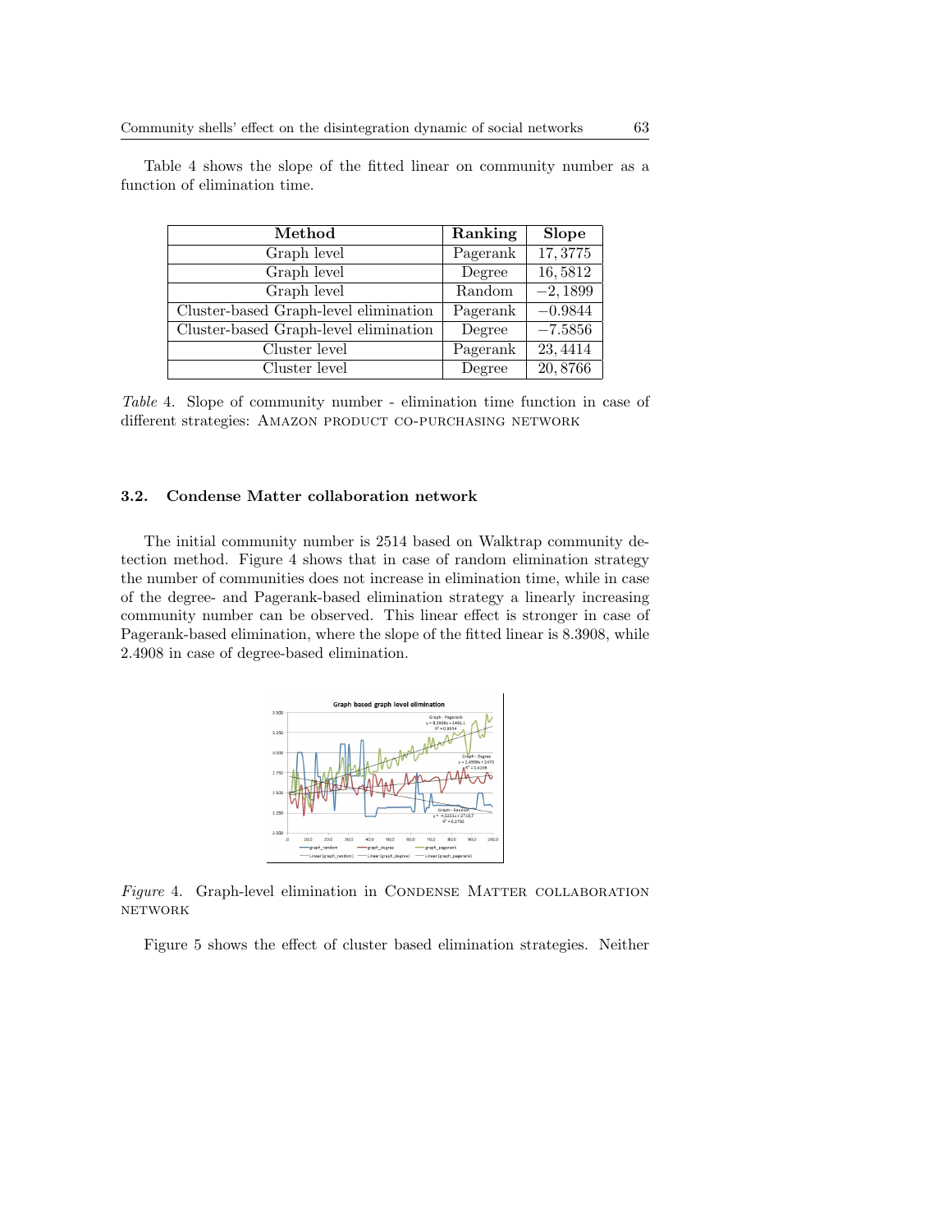Table 4 shows the slope of the fitted linear on community number as a function of elimination time.

| Method | Ranking | Slope |
|---|---|---|
| Graph level | Pagerank | 17,3775 |
| Graph level | Degree | 16,5812 |
| Graph level | Random | −2,1899 |
| Cluster-based Graph-level elimination | Pagerank | −0.9844 |
| Cluster-based Graph-level elimination | Degree | −7.5856 |
| Cluster level | Pagerank | 23,4414 |
| Cluster level | Degree | 20,8766 |

*Table* 4. Slope of community number - elimination time function in case of different strategies: AMAZON PRODUCT CO-PURCHASING NETWORK

### 3.2. Condense Matter collaboration network

The initial community number is 2514 based on Walktrap community detection method. Figure 4 shows that in case of random elimination strategy the number of communities does not increase in elimination time, while in case of the degree- and Pagerank-based elimination strategy a linearly increasing community number can be observed. This linear effect is stronger in case of Pagerank-based elimination, where the slope of the fitted linear is 8.3908, while 2.4908 in case of degree-based elimination.

*Figure* 4. Graph-level elimination in CONDENSE MATTER COLLABORATION NETWORK

Figure 5 shows the effect of cluster based elimination strategies. Neither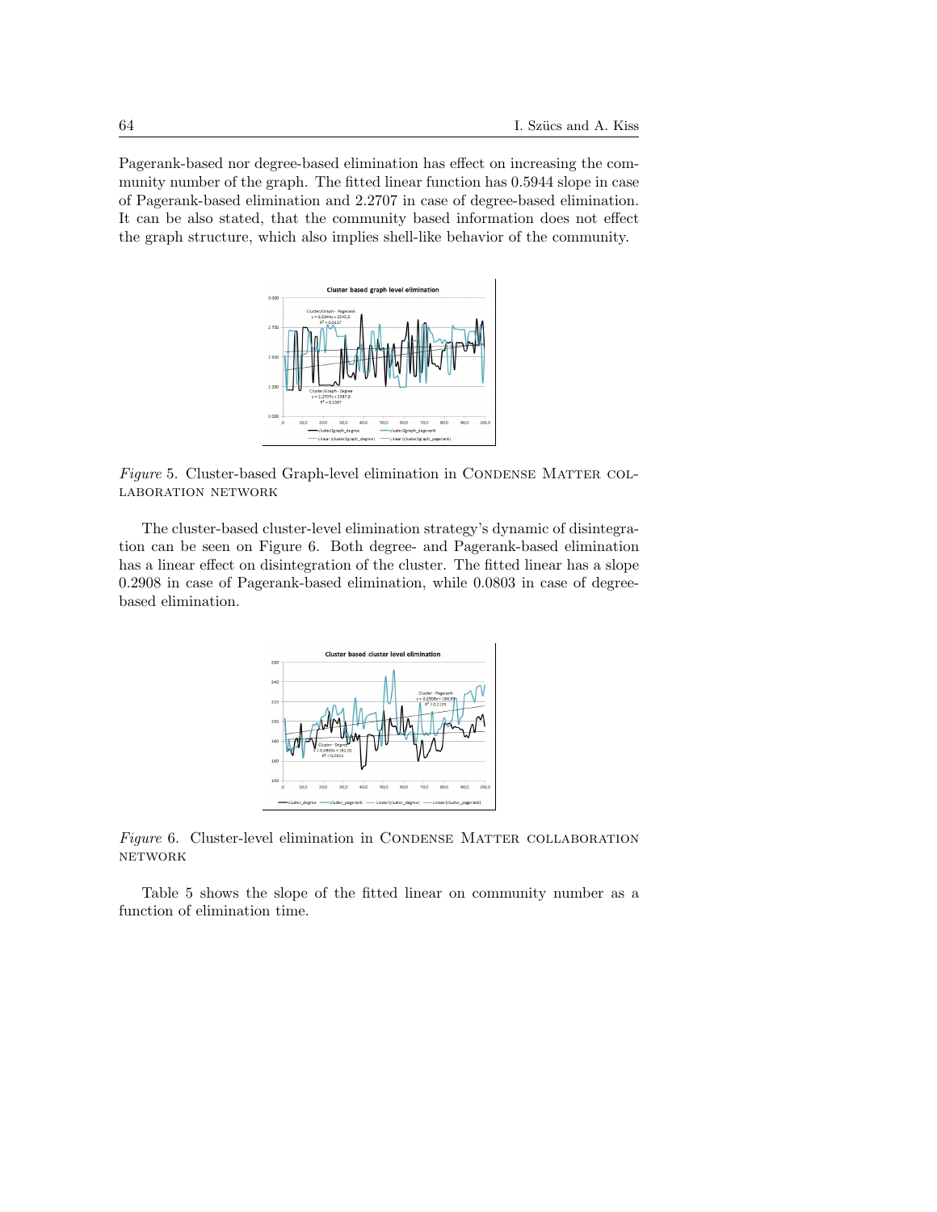Pagerank-based nor degree-based elimination has effect on increasing the community number of the graph. The fitted linear function has 0.5944 slope in case of Pagerank-based elimination and 2.2707 in case of degree-based elimination. It can be also stated, that the community based information does not effect the graph structure, which also implies shell-like behavior of the community.

Cluster based graph level elimination

Cluster/Graph - Pagerank
y = 0,5944x + 2545,5
R² = 0,0117

Cluster/Graph - Degree
y = 2,2707x + 2387,9
R² = 0,1367

3 000
2 750
2 500
2 250
2 000

,0 10,0 20,0 30,0 40,0 50,0 60,0 70,0 80,0 90,0 100,0

cluster2graph_degree
cluster2graph_pagerank
Linear (cluster2graph_degree)
Linear (cluster2graph_pagerank)

*Figure* 5. Cluster-based Graph-level elimination in Condense Matter collaboration network

The cluster-based cluster-level elimination strategy's dynamic of disintegration can be seen on Figure 6. Both degree- and Pagerank-based elimination has a linear effect on disintegration of the cluster. The fitted linear has a slope 0.2908 in case of Pagerank-based elimination, while 0.0803 in case of degree-based elimination.

Cluster based cluster level elimination

Cluster - Pagerank
y = 0,2908x + 186,53
R² = 0,2135

Cluster - Degree
y = 0,0803x + 182,01
R² = 0,0313

260
240
220
200
180
160
140

,0 10,0 20,0 30,0 40,0 50,0 60,0 70,0 80,0 90,0 100,0

cluster_degree
cluster_pagerank
Linear (cluster_degree)
Linear (cluster_pagerank)

*Figure* 6. Cluster-level elimination in Condense Matter collaboration network

Table 5 shows the slope of the fitted linear on community number as a function of elimination time.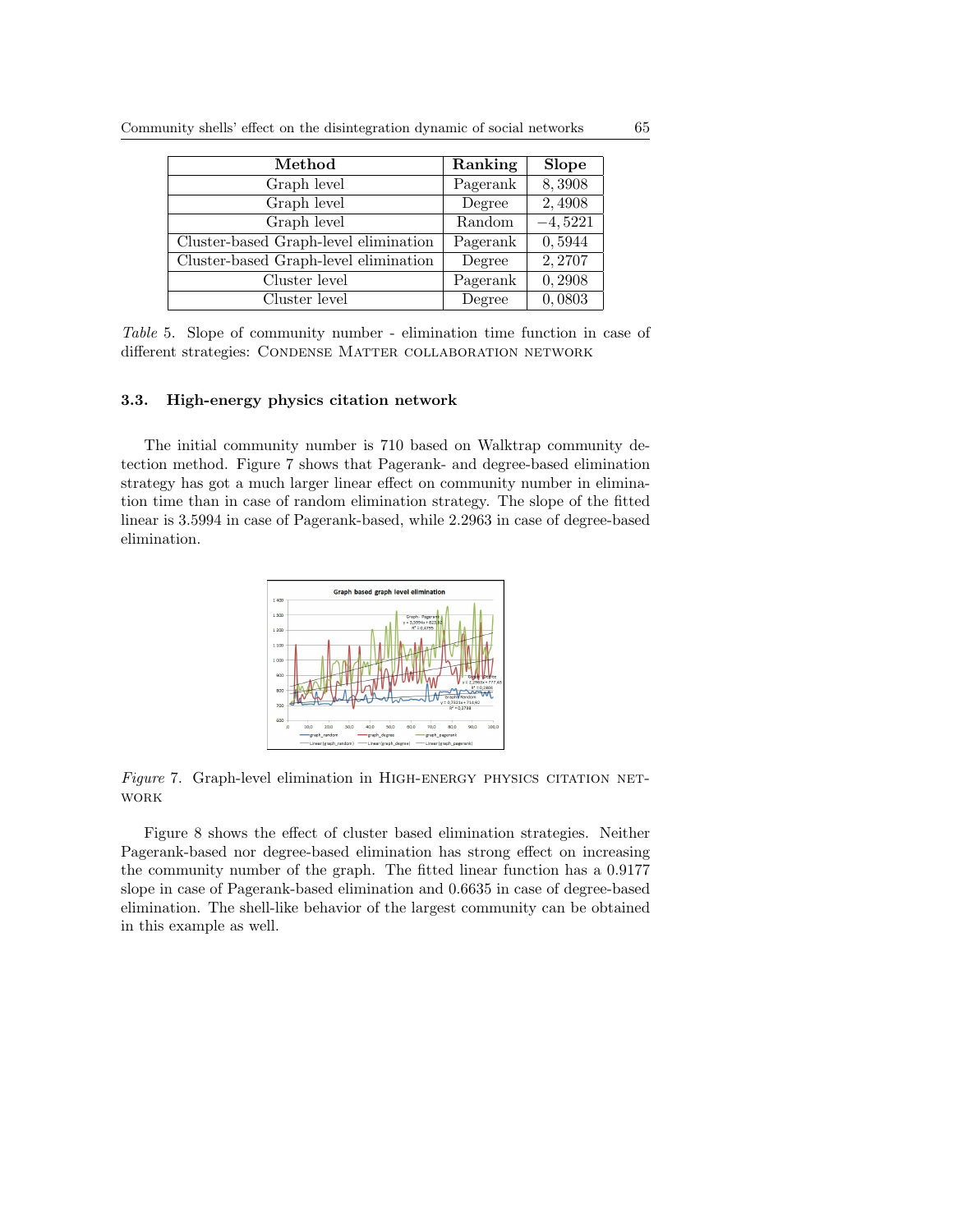| Method | Ranking | Slope |
| --- | --- | --- |
| Graph level | Pagerank | 8,3908 |
| Graph level | Degree | 2,4908 |
| Graph level | Random | −4,5221 |
| Cluster-based Graph-level elimination | Pagerank | 0,5944 |
| Cluster-based Graph-level elimination | Degree | 2,2707 |
| Cluster level | Pagerank | 0,2908 |
| Cluster level | Degree | 0,0803 |

*Table* 5. Slope of community number - elimination time function in case of different strategies: Condense Matter collaboration network

### 3.3. High-energy physics citation network

The initial community number is 710 based on Walktrap community detection method. Figure 7 shows that Pagerank- and degree-based elimination strategy has got a much larger linear effect on community number in elimination time than in case of random elimination strategy. The slope of the fitted linear is 3.5994 in case of Pagerank-based, while 2.2963 in case of degree-based elimination.

Graph based graph level elimination

1 400
1 300
1 200
1 100
1 000
900
800
700
600

,0 10,0 20,0 30,0 40,0 50,0 60,0 70,0 80,0 90,0 100,0

Graph : Pagerank
y = 3,5994x + 823,92
R² = 0,4295

Graph : Degree
y = 2,2963x + 777,45
R² = 0,2804

Graph : Random
y = 0,7321x + 714,92
R² = 0,2798

graph_random graph_degree graph_pagerank
Linear (graph_random) Linear (graph_degree) Linear (graph_pagerank)

*Figure* 7. Graph-level elimination in High-energy physics citation network

Figure 8 shows the effect of cluster based elimination strategies. Neither Pagerank-based nor degree-based elimination has strong effect on increasing the community number of the graph. The fitted linear function has a 0.9177 slope in case of Pagerank-based elimination and 0.6635 in case of degree-based elimination. The shell-like behavior of the largest community can be obtained in this example as well.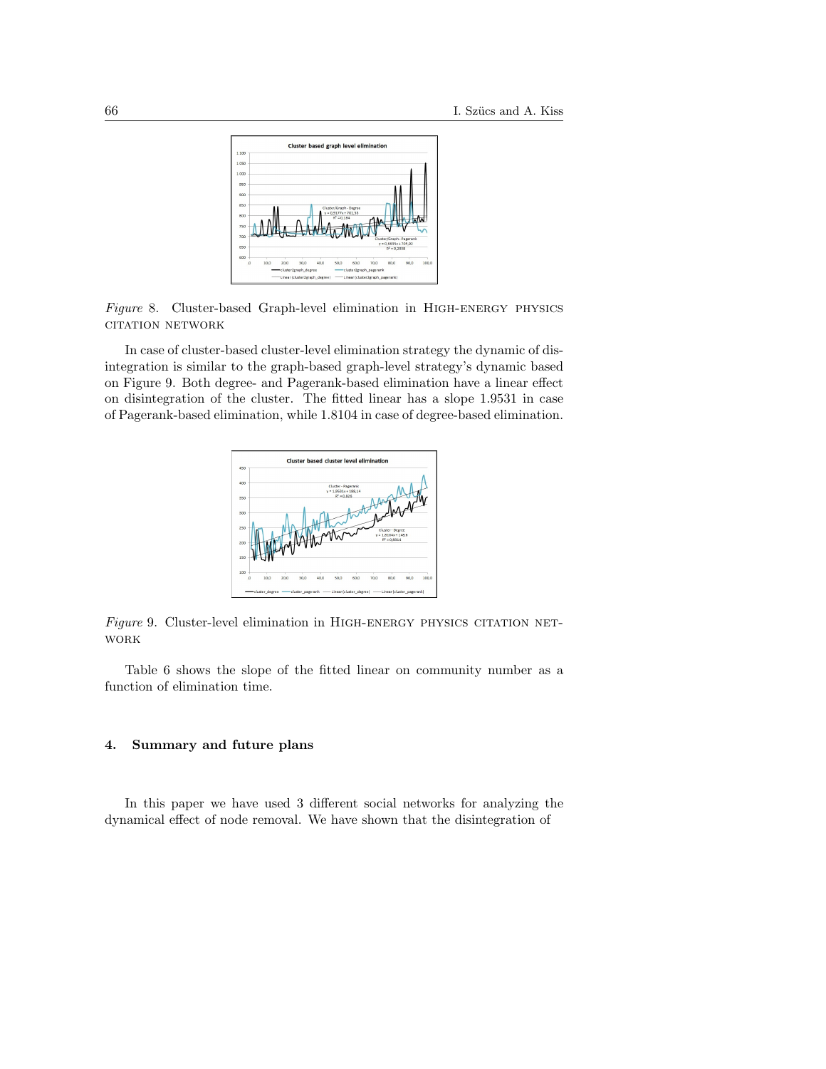Cluster based graph level elimination

1 100
1 050
1 000
950
900
850
800
750
700
650
600

,0 10,0 20,0 30,0 40,0 50,0 60,0 70,0 80,0 90,0 100,0

Cluster/Graph - Degree
y = 0,9177x + 701,53
R² = 0,184

Cluster/Graph - Pagerank
y = 0,6635x + 705,93
R² = 0,2558

cluster2graph_degree
cluster2graph_pagerank
Linear (cluster2graph_degree)
Linear (cluster2graph_pagerank)

*Figure* 8. Cluster-based Graph-level elimination in HIGH-ENERGY PHYSICS CITATION NETWORK

In case of cluster-based cluster-level elimination strategy the dynamic of disintegration is similar to the graph-based graph-level strategy's dynamic based on Figure 9. Both degree- and Pagerank-based elimination have a linear effect on disintegration of the cluster. The fitted linear has a slope 1.9531 in case of Pagerank-based elimination, while 1.8104 in case of degree-based elimination.

Cluster based cluster level elimination

450
400
350
300
250
200
150
100

,0 10,0 20,0 30,0 40,0 50,0 60,0 70,0 80,0 90,0 100,0

Cluster - Pagerank
y = 1,9531x + 188,14
R² = 0,816

Cluster - Degree
y = 1,8104x + 148,6
R² = 0,8314

cluster_degree
cluster_pagerank
Linear (cluster_degree)
Linear (cluster_pagerank)

*Figure* 9. Cluster-level elimination in HIGH-ENERGY PHYSICS CITATION NETWORK

Table 6 shows the slope of the fitted linear on community number as a function of elimination time.

## 4. Summary and future plans

In this paper we have used 3 different social networks for analyzing the dynamical effect of node removal. We have shown that the disintegration of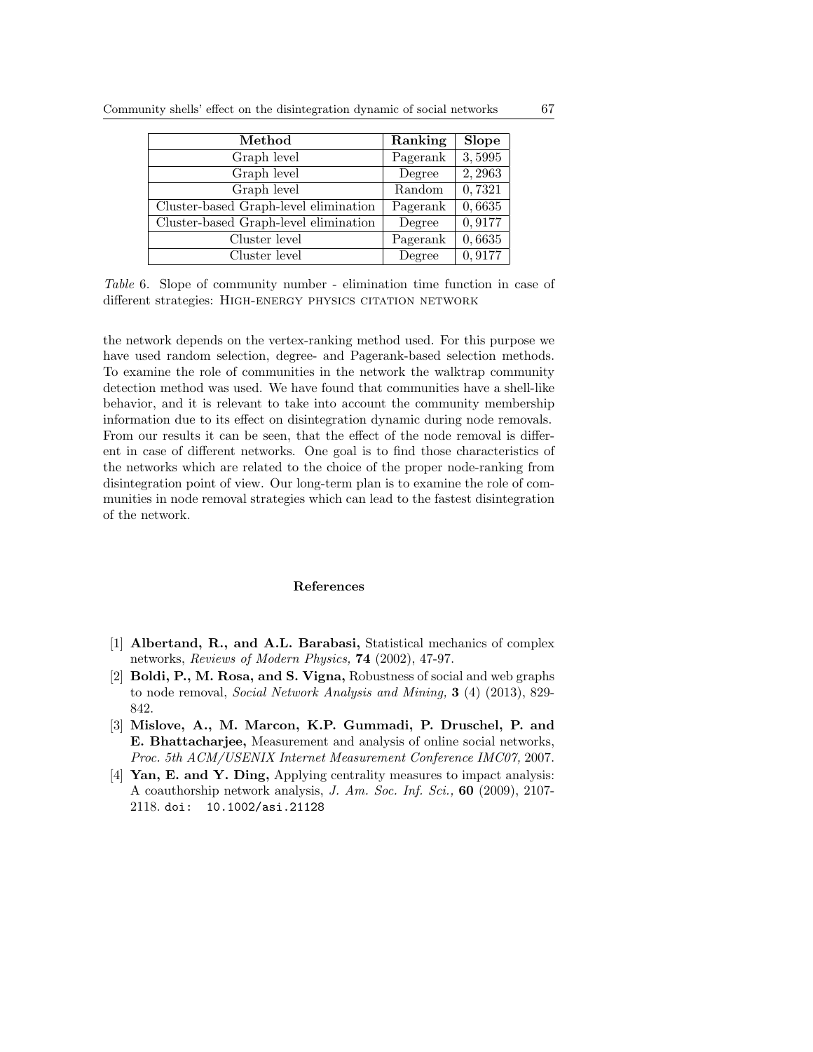| Method | Ranking | Slope |
|---|---|---|
| Graph level | Pagerank | 3,5995 |
| Graph level | Degree | 2,2963 |
| Graph level | Random | 0,7321 |
| Cluster-based Graph-level elimination | Pagerank | 0,6635 |
| Cluster-based Graph-level elimination | Degree | 0,9177 |
| Cluster level | Pagerank | 0,6635 |
| Cluster level | Degree | 0,9177 |

*Table* 6. Slope of community number - elimination time function in case of different strategies: High-energy physics citation network

the network depends on the vertex-ranking method used. For this purpose we have used random selection, degree- and Pagerank-based selection methods. To examine the role of communities in the network the walktrap community detection method was used. We have found that communities have a shell-like behavior, and it is relevant to take into account the community membership information due to its effect on disintegration dynamic during node removals. From our results it can be seen, that the effect of the node removal is different in case of different networks. One goal is to find those characteristics of the networks which are related to the choice of the proper node-ranking from disintegration point of view. Our long-term plan is to examine the role of communities in node removal strategies which can lead to the fastest disintegration of the network.

## References

[1] **Albertand, R., and A.L. Barabasi,** Statistical mechanics of complex networks, *Reviews of Modern Physics,* **74** (2002), 47-97.

[2] **Boldi, P., M. Rosa, and S. Vigna,** Robustness of social and web graphs to node removal, *Social Network Analysis and Mining,* **3** (4) (2013), 829-842.

[3] **Mislove, A., M. Marcon, K.P. Gummadi, P. Druschel, P. and E. Bhattacharjee,** Measurement and analysis of online social networks, *Proc. 5th ACM/USENIX Internet Measurement Conference IMC07,* 2007.

[4] **Yan, E. and Y. Ding,** Applying centrality measures to impact analysis: A coauthorship network analysis, *J. Am. Soc. Inf. Sci.,* **60** (2009), 2107-2118. doi: 10.1002/asi.21128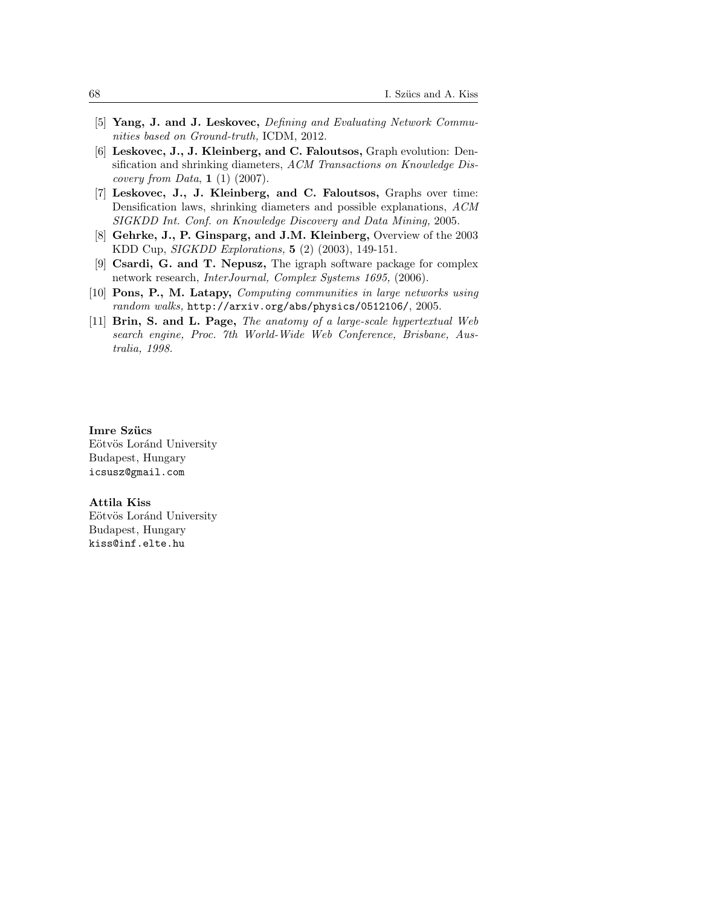[5] **Yang, J. and J. Leskovec,** *Defining and Evaluating Network Communities based on Ground-truth,* ICDM, 2012.

[6] **Leskovec, J., J. Kleinberg, and C. Faloutsos,** Graph evolution: Densification and shrinking diameters, *ACM Transactions on Knowledge Discovery from Data*, **1** (1) (2007).

[7] **Leskovec, J., J. Kleinberg, and C. Faloutsos,** Graphs over time: Densification laws, shrinking diameters and possible explanations, *ACM SIGKDD Int. Conf. on Knowledge Discovery and Data Mining,* 2005.

[8] **Gehrke, J., P. Ginsparg, and J.M. Kleinberg,** Overview of the 2003 KDD Cup, *SIGKDD Explorations,* **5** (2) (2003), 149-151.

[9] **Csardi, G. and T. Nepusz,** The igraph software package for complex network research, *InterJournal, Complex Systems 1695,* (2006).

[10] **Pons, P., M. Latapy,** *Computing communities in large networks using random walks,* `http://arxiv.org/abs/physics/0512106/`, 2005.

[11] **Brin, S. and L. Page,** *The anatomy of a large-scale hypertextual Web search engine, Proc. 7th World-Wide Web Conference, Brisbane, Australia, 1998.*

**Imre Szücs**
Eötvös Loránd University
Budapest, Hungary
`icsusz@gmail.com`

**Attila Kiss**
Eötvös Loránd University
Budapest, Hungary
`kiss@inf.elte.hu`